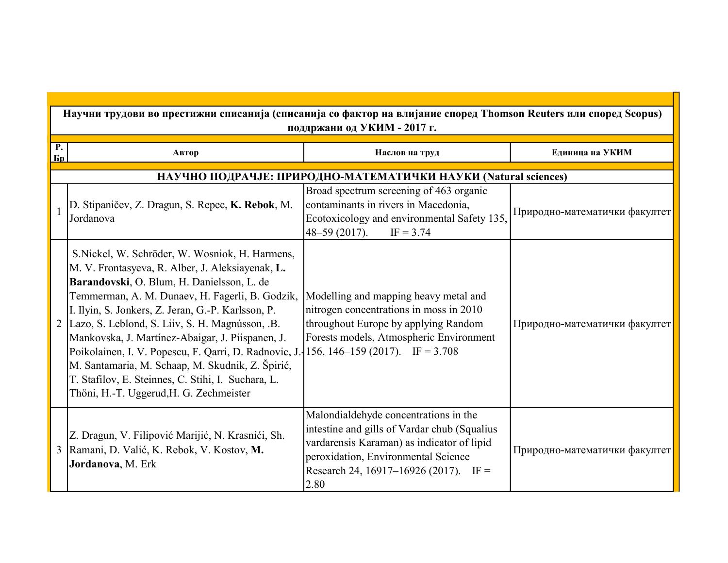| Р. Бр | Автор | Наслов на труд | Единица на УКИМ |
|---|---|---|---|
| **Научни трудови во престижни списанија (списанија со фактор на влијание според Thomson Reuters или според Scopus) поддржани од УКИМ - 2017 г.** | | | |
| **НАУЧНО ПОДРАЧЈЕ: ПРИРОДНО-МАТЕМАТИЧКИ НАУКИ (Natural sciences)** | | | |
| 1 | D. Stipaničev, Z. Dragun, S. Repec, **K. Rebok**, M. Jordanova | Broad spectrum screening of 463 organic contaminants in rivers in Macedonia, Ecotoxicology and environmental Safety 135, 48–59 (2017). IF = 3.74 | Природно-математички факултет |
| 2 | S.Nickel, W. Schröder, W. Wosniok, H. Harmens, M. V. Frontasyeva, R. Alber, J. Aleksiayenak, **L. Barandovski**, O. Blum, H. Danielsson, L. de Temmerman, A. M. Dunaev, H. Fagerli, B. Godzik, I. Ilyin, S. Jonkers, Z. Jeran, G.-P. Karlsson, P. Lazo, S. Leblond, S. Liiv, S. H. Magnússon, .B. Mankovska, J. Martínez-Abaigar, J. Piispanen, J. Poikolainen, I. V. Popescu, F. Qarri, D. Radnovic, J.-M. Santamaria, M. Schaap, M. Skudnik, Z. Špirić, T. Stafilov, E. Steinnes, C. Stihi, I. Suchara, L. Thöni, H.-T. Uggerud,H. G. Zechmeister | Modelling and mapping heavy metal and nitrogen concentrations in moss in 2010 throughout Europe by applying Random Forests models, Atmospheric Environment 156, 146–159 (2017). IF = 3.708 | Природно-математички факултет |
| 3 | Z. Dragun, V. Filipović Marijić, N. Krasnići, Sh. Ramani, D. Valić, K. Rebok, V. Kostov, **M. Jordanova**, M. Erk | Malondialdehyde concentrations in the intestine and gills of Vardar chub (Squalius vardarensis Karaman) as indicator of lipid peroxidation, Environmental Science Research 24, 16917–16926 (2017). IF = 2.80 | Природно-математички факултет |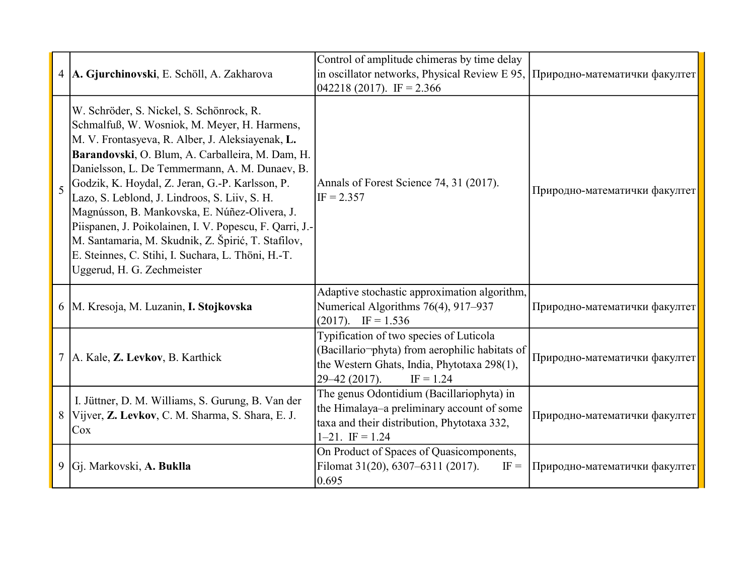| | | | |
|---|---|---|---|
| 4 | **A. Gjurchinovski**, E. Schöll, A. Zakharova | Control of amplitude chimeras by time delay in oscillator networks, Physical Review E 95, 042218 (2017). IF = 2.366 | Природно-математички факултет |
| 5 | W. Schröder, S. Nickel, S. Schönrock, R. Schmalfuß, W. Wosniok, M. Meyer, H. Harmens, M. V. Frontasyeva, R. Alber, J. Aleksiayenak, **L. Barandovski**, O. Blum, A. Carballeira, M. Dam, H. Danielsson, L. De Temmermann, A. M. Dunaev, B. Godzik, K. Hoydal, Z. Jeran, G.-P. Karlsson, P. Lazo, S. Leblond, J. Lindroos, S. Liiv, S. H. Magnússon, B. Mankovska, E. Núñez-Olivera, J. Piispanen, J. Poikolainen, I. V. Popescu, F. Qarri, J.-M. Santamaria, M. Skudnik, Z. Špirić, T. Stafilov, E. Steinnes, C. Stihi, I. Suchara, L. Thöni, H.-T. Uggerud, H. G. Zechmeister | Annals of Forest Science 74, 31 (2017). IF = 2.357 | Природно-математички факултет |
| 6 | M. Kresoja, M. Luzanin, **I. Stojkovska** | Adaptive stochastic approximation algorithm, Numerical Algorithms 76(4), 917–937 (2017). IF = 1.536 | Природно-математички факултет |
| 7 | A. Kale, **Z. Levkov**, B. Karthick | Typification of two species of Luticola (Bacillario¬phyta) from aerophilic habitats of the Western Ghats, India, Phytotaxa 298(1), 29–42 (2017). IF = 1.24 | Природно-математички факултет |
| 8 | I. Jüttner, D. M. Williams, S. Gurung, B. Van der Vijver, **Z. Levkov**, C. M. Sharma, S. Shara, E. J. Cox | The genus Odontidium (Bacillariophyta) in the Himalaya–a preliminary account of some taxa and their distribution, Phytotaxa 332, 1–21. IF = 1.24 | Природно-математички факултет |
| 9 | Gj. Markovski, **A. Buklla** | On Product of Spaces of Quasicomponents, Filomat 31(20), 6307–6311 (2017). IF = 0.695 | Природно-математички факултет |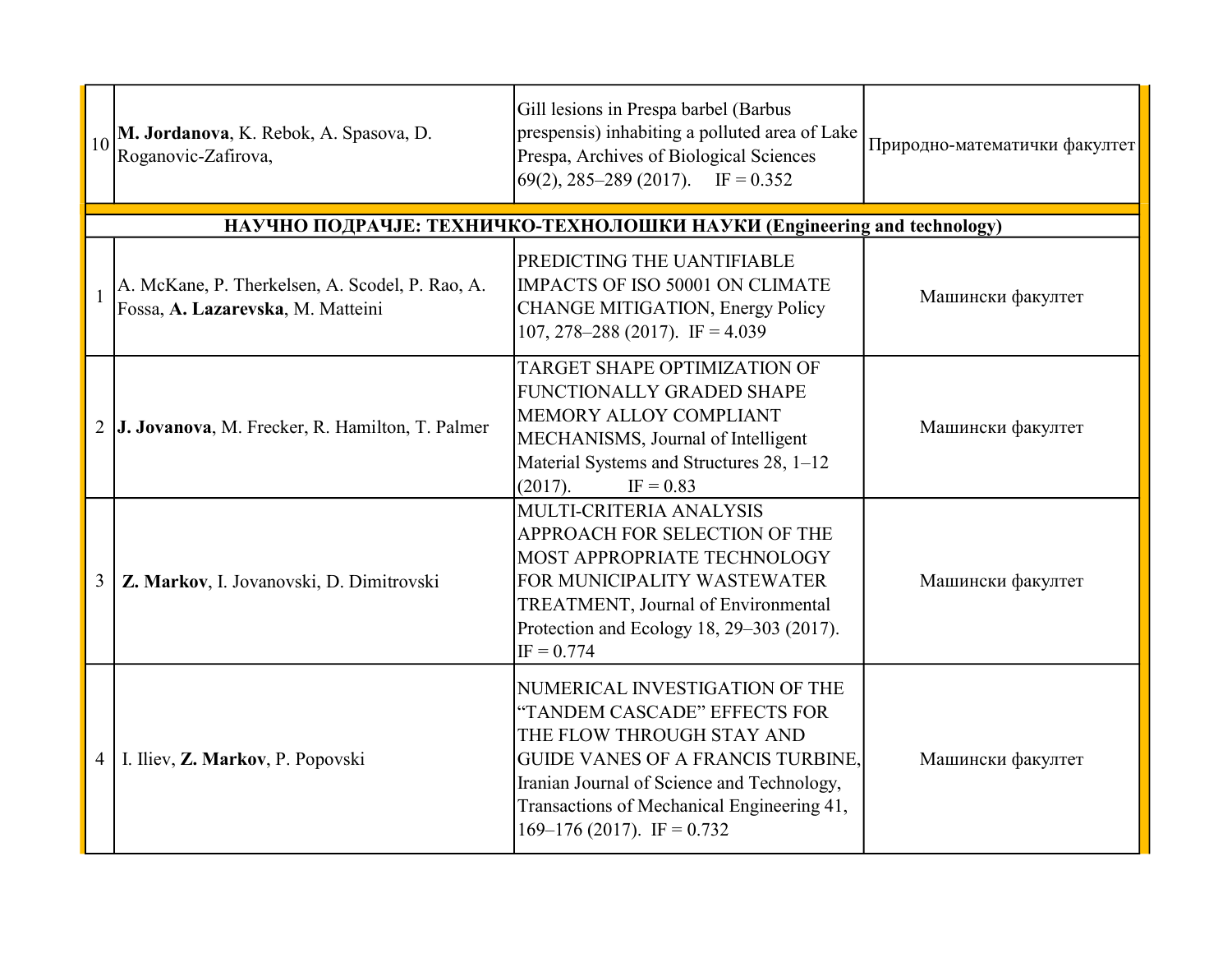| | | | |
|---|---|---|---|
| 10 | **M. Jordanova**, K. Rebok, A. Spasova, D. Roganovic-Zafirova, | Gill lesions in Prespa barbel (Barbus prespensis) inhabiting a polluted area of Lake Prespa, Archives of Biological Sciences 69(2), 285–289 (2017). IF = 0.352 | Природно-математички факултет |
| **НАУЧНО ПОДРАЧЈЕ: ТЕХНИЧКО-ТЕХНОЛОШКИ НАУКИ (Engineering and technology)** | | | |
| 1 | A. McKane, P. Therkelsen, A. Scodel, P. Rao, A. Fossa, **A. Lazarevska**, M. Matteini | PREDICTING THE UANTIFIABLE IMPACTS OF ISO 50001 ON CLIMATE CHANGE MITIGATION, Energy Policy 107, 278–288 (2017). IF = 4.039 | Машински факултет |
| 2 | **J. Jovanova**, M. Frecker, R. Hamilton, T. Palmer | TARGET SHAPE OPTIMIZATION OF FUNCTIONALLY GRADED SHAPE MEMORY ALLOY COMPLIANT MECHANISMS, Journal of Intelligent Material Systems and Structures 28, 1–12 (2017). IF = 0.83 | Машински факултет |
| 3 | **Z. Markov**, I. Jovanovski, D. Dimitrovski | MULTI-CRITERIA ANALYSIS APPROACH FOR SELECTION OF THE MOST APPROPRIATE TECHNOLOGY FOR MUNICIPALITY WASTEWATER TREATMENT, Journal of Environmental Protection and Ecology 18, 29–303 (2017). IF = 0.774 | Машински факултет |
| 4 | I. Iliev, **Z. Markov**, P. Popovski | NUMERICAL INVESTIGATION OF THE “TANDEM CASCADE” EFFECTS FOR THE FLOW THROUGH STAY AND GUIDE VANES OF A FRANCIS TURBINE, Iranian Journal of Science and Technology, Transactions of Mechanical Engineering 41, 169–176 (2017). IF = 0.732 | Машински факултет |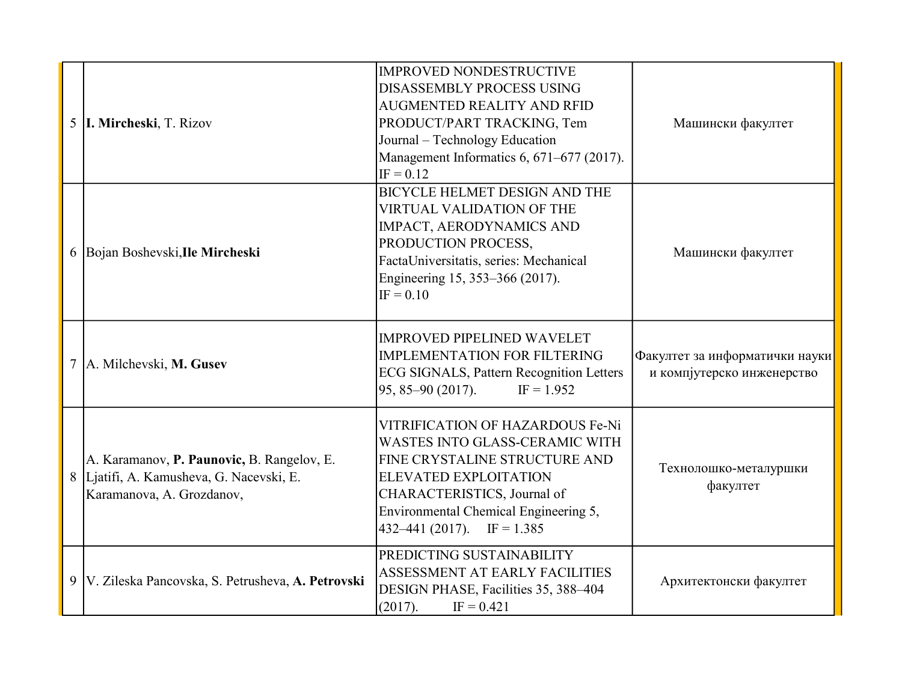| | | | |
|---|---|---|---|
| 5 | **I. Mircheski**, T. Rizov | IMPROVED NONDESTRUCTIVE DISASSEMBLY PROCESS USING AUGMENTED REALITY AND RFID PRODUCT/PART TRACKING, Tem Journal – Technology Education Management Informatics 6, 671–677 (2017). IF = 0.12 | Машински факултет |
| 6 | Bojan Boshevski,**Ile Mircheski** | BICYCLE HELMET DESIGN AND THE VIRTUAL VALIDATION OF THE IMPACT, AERODYNAMICS AND PRODUCTION PROCESS, FactaUniversitatis, series: Mechanical Engineering 15, 353–366 (2017). IF = 0.10 | Машински факултет |
| 7 | A. Milchevski, **M. Gusev** | IMPROVED PIPELINED WAVELET IMPLEMENTATION FOR FILTERING ECG SIGNALS, Pattern Recognition Letters 95, 85–90 (2017). IF = 1.952 | Факултет за информатички науки и компјутерско инженерство |
| 8 | A. Karamanov, **P. Paunovic,** B. Rangelov, E. Ljatifi, A. Kamusheva, G. Nacevski, E. Karamanova, A. Grozdanov, | VITRIFICATION OF HAZARDOUS Fe-Ni WASTES INTO GLASS-CERAMIC WITH FINE CRYSTALINE STRUCTURE AND ELEVATED EXPLOITATION CHARACTERISTICS, Journal of Environmental Chemical Engineering 5, 432–441 (2017). IF = 1.385 | Технолошко-металуршки факултет |
| 9 | V. Zileska Pancovska, S. Petrusheva, **A. Petrovski** | PREDICTING SUSTAINABILITY ASSESSMENT AT EARLY FACILITIES DESIGN PHASE, Facilities 35, 388–404 (2017). IF = 0.421 | Архитектонски факултет |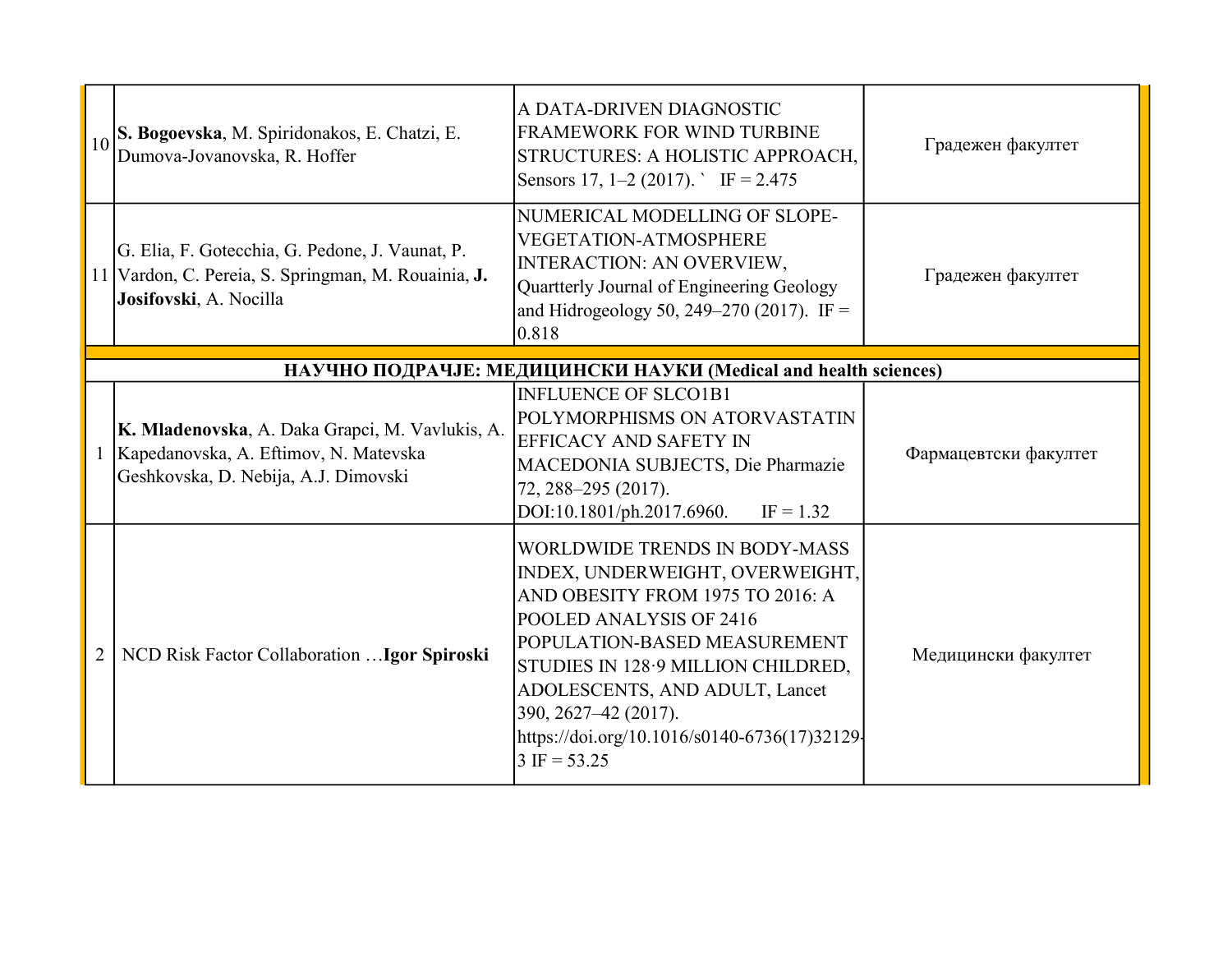| | | | |
|---|---|---|---|
| 10 | **S. Bogoevska**, M. Spiridonakos, E. Chatzi, E. Dumova-Jovanovska, R. Hoffer | A DATA-DRIVEN DIAGNOSTIC FRAMEWORK FOR WIND TURBINE STRUCTURES: A HOLISTIC APPROACH, Sensors 17, 1–2 (2017). ` IF = 2.475 | Градежен факултет |
| 11 | G. Elia, F. Gotecchia, G. Pedone, J. Vaunat, P. Vardon, C. Pereia, S. Springman, M. Rouainia, **J. Josifovski**, A. Nocilla | NUMERICAL MODELLING OF SLOPE-VEGETATION-ATMOSPHERE INTERACTION: AN OVERVIEW, Quartterly Journal of Engineering Geology and Hidrogeology 50, 249–270 (2017). IF = 0.818 | Градежен факултет |
| | **НАУЧНО ПОДРАЧЈЕ: МЕДИЦИНСКИ НАУКИ (Medical and health sciences)** | | |
| 1 | **K. Mladenovska**, A. Daka Grapci, M. Vavlukis, A. Kapedanovska, A. Eftimov, N. Matevska Geshkovska, D. Nebija, A.J. Dimovski | INFLUENCE OF SLCO1B1 POLYMORPHISMS ON ATORVASTATIN EFFICACY AND SAFETY IN MACEDONIA SUBJECTS, Die Pharmazie 72, 288–295 (2017). DOI:10.1801/ph.2017.6960. IF = 1.32 | Фармацевтски факултет |
| 2 | NCD Risk Factor Collaboration …**Igor Spiroski** | WORLDWIDE TRENDS IN BODY-MASS INDEX, UNDERWEIGHT, OVERWEIGHT, AND OBESITY FROM 1975 TO 2016: A POOLED ANALYSIS OF 2416 POPULATION-BASED MEASUREMENT STUDIES IN 128·9 MILLION CHILDRED, ADOLESCENTS, AND ADULT, Lancet 390, 2627–42 (2017). https://doi.org/10.1016/s0140-6736(17)32129-3 IF = 53.25 | Медицински факултет |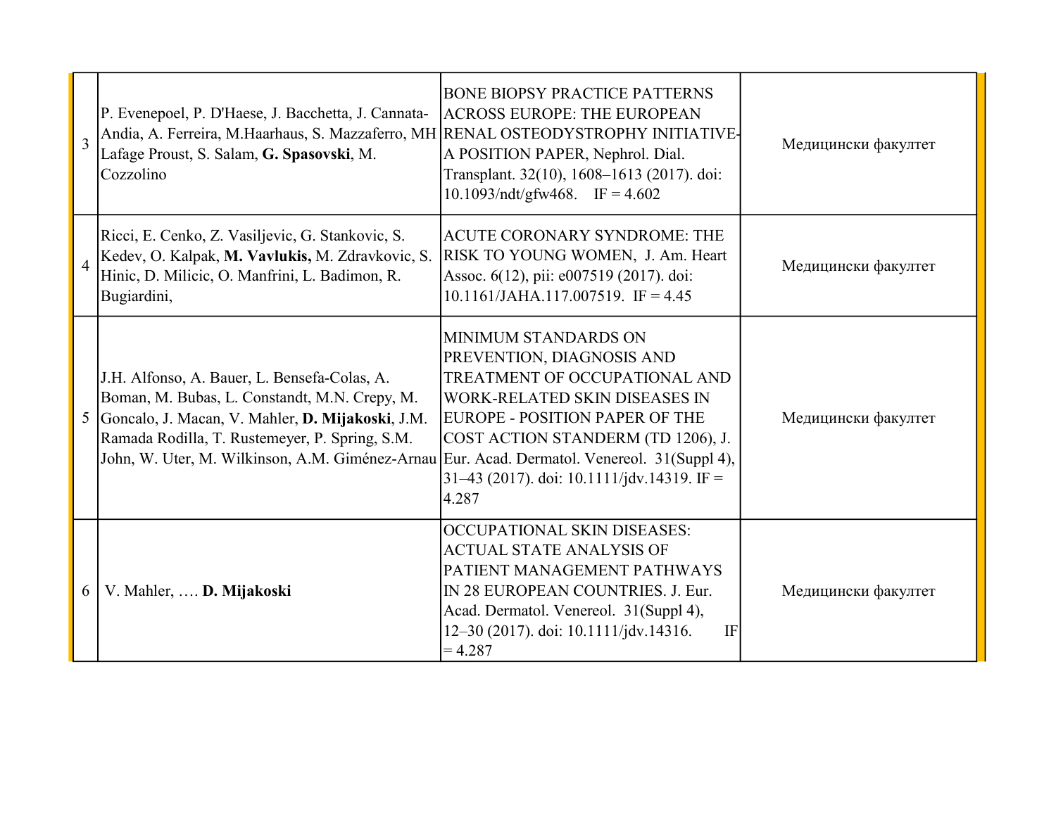| | | | |
|---|---|---|---|
| 3 | P. Evenepoel, P. D'Haese, J. Bacchetta, J. Cannata-Andia, A. Ferreira, M.Haarhaus, S. Mazzaferro, MH Lafage Proust, S. Salam, **G. Spasovski**, M. Cozzolino | BONE BIOPSY PRACTICE PATTERNS ACROSS EUROPE: THE EUROPEAN RENAL OSTEODYSTROPHY INITIATIVE-A POSITION PAPER, Nephrol. Dial. Transplant. 32(10), 1608–1613 (2017). doi: 10.1093/ndt/gfw468. IF = 4.602 | Медицински факултет |
| 4 | Ricci, E. Cenko, Z. Vasiljevic, G. Stankovic, S. Kedev, O. Kalpak, **M. Vavlukis,** M. Zdravkovic, S. Hinic, D. Milicic, O. Manfrini, L. Badimon, R. Bugiardini, | ACUTE CORONARY SYNDROME: THE RISK TO YOUNG WOMEN, J. Am. Heart Assoc. 6(12), pii: e007519 (2017). doi: 10.1161/JAHA.117.007519. IF = 4.45 | Медицински факултет |
| 5 | J.H. Alfonso, A. Bauer, L. Bensefa-Colas, A. Boman, M. Bubas, L. Constandt, M.N. Crepy, M. Goncalo, J. Macan, V. Mahler, **D. Mijakoski**, J.M. Ramada Rodilla, T. Rustemeyer, P. Spring, S.M. John, W. Uter, M. Wilkinson, A.M. Giménez-Arnau | MINIMUM STANDARDS ON PREVENTION, DIAGNOSIS AND TREATMENT OF OCCUPATIONAL AND WORK-RELATED SKIN DISEASES IN EUROPE - POSITION PAPER OF THE COST ACTION STANDERM (TD 1206), J. Eur. Acad. Dermatol. Venereol. 31(Suppl 4), 31–43 (2017). doi: 10.1111/jdv.14319. IF = 4.287 | Медицински факултет |
| 6 | V. Mahler, …. **D. Mijakoski** | OCCUPATIONAL SKIN DISEASES: ACTUAL STATE ANALYSIS OF PATIENT MANAGEMENT PATHWAYS IN 28 EUROPEAN COUNTRIES. J. Eur. Acad. Dermatol. Venereol. 31(Suppl 4), 12–30 (2017). doi: 10.1111/jdv.14316. IF = 4.287 | Медицински факултет |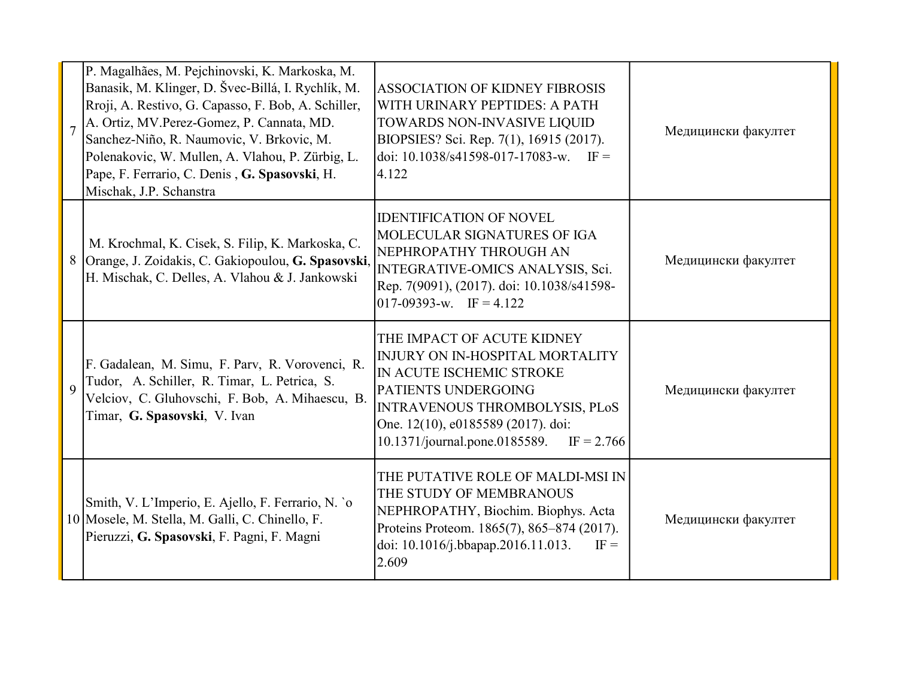| | | | |
|---|---|---|---|
| 7 | P. Magalhães, M. Pejchinovski, K. Markoska, M. Banasik, M. Klinger, D. Švec-Billá, I. Rychlík, M. Rroji, A. Restivo, G. Capasso, F. Bob, A. Schiller, A. Ortiz, MV.Perez-Gomez, P. Cannata, MD. Sanchez-Niño, R. Naumovic, V. Brkovic, M. Polenakovic, W. Mullen, A. Vlahou, P. Zürbig, L. Pape, F. Ferrario, C. Denis , **G. Spasovski**, H. Mischak, J.P. Schanstra | ASSOCIATION OF KIDNEY FIBROSIS WITH URINARY PEPTIDES: A PATH TOWARDS NON-INVASIVE LIQUID BIOPSIES? Sci. Rep. 7(1), 16915 (2017). doi: 10.1038/s41598-017-17083-w. IF = 4.122 | Медицински факултет |
| 8 | M. Krochmal, K. Cisek, S. Filip, K. Markoska, C. Orange, J. Zoidakis, C. Gakiopoulou, **G. Spasovski**, H. Mischak, C. Delles, A. Vlahou & J. Jankowski | IDENTIFICATION OF NOVEL MOLECULAR SIGNATURES OF IGA NEPHROPATHY THROUGH AN INTEGRATIVE-OMICS ANALYSIS, Sci. Rep. 7(9091), (2017). doi: 10.1038/s41598-017-09393-w. IF = 4.122 | Медицински факултет |
| 9 | F. Gadalean, M. Simu, F. Parv, R. Vorovenci, R. Tudor, A. Schiller, R. Timar, L. Petrica, S. Velciov, C. Gluhovschi, F. Bob, A. Mihaescu, B. Timar, **G. Spasovski**, V. Ivan | THE IMPACT OF ACUTE KIDNEY INJURY ON IN-HOSPITAL MORTALITY IN ACUTE ISCHEMIC STROKE PATIENTS UNDERGOING INTRAVENOUS THROMBOLYSIS, PLoS One. 12(10), e0185589 (2017). doi: 10.1371/journal.pone.0185589. IF = 2.766 | Медицински факултет |
| 10 | Smith, V. L'Imperio, E. Ajello, F. Ferrario, N. `o Mosele, M. Stella, M. Galli, C. Chinello, F. Pieruzzi, **G. Spasovski**, F. Pagni, F. Magni | THE PUTATIVE ROLE OF MALDI-MSI IN THE STUDY OF MEMBRANOUS NEPHROPATHY, Biochim. Biophys. Acta Proteins Proteom. 1865(7), 865–874 (2017). doi: 10.1016/j.bbapap.2016.11.013. IF = 2.609 | Медицински факултет |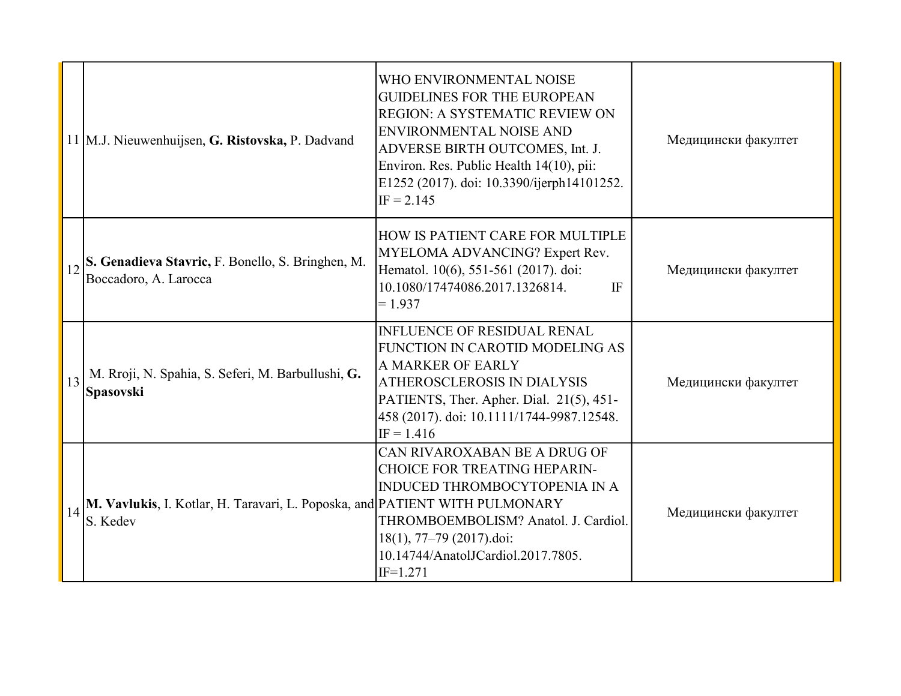| | | | |
|---|---|---|---|
| 11 | M.J. Nieuwenhuijsen, **G. Ristovska,** P. Dadvand | WHO ENVIRONMENTAL NOISE GUIDELINES FOR THE EUROPEAN REGION: A SYSTEMATIC REVIEW ON ENVIRONMENTAL NOISE AND ADVERSE BIRTH OUTCOMES, Int. J. Environ. Res. Public Health 14(10), pii: E1252 (2017). doi: 10.3390/ijerph14101252. IF = 2.145 | Медицински факултет |
| 12 | **S. Genadieva Stavric,** F. Bonello, S. Bringhen, M. Boccadoro, A. Larocca | HOW IS PATIENT CARE FOR MULTIPLE MYELOMA ADVANCING? Expert Rev. Hematol. 10(6), 551-561 (2017). doi: 10.1080/17474086.2017.1326814. IF = 1.937 | Медицински факултет |
| 13 | M. Rroji, N. Spahia, S. Seferi, M. Barbullushi, **G. Spasovski** | INFLUENCE OF RESIDUAL RENAL FUNCTION IN CAROTID MODELING AS A MARKER OF EARLY ATHEROSCLEROSIS IN DIALYSIS PATIENTS, Ther. Apher. Dial. 21(5), 451-458 (2017). doi: 10.1111/1744-9987.12548. IF = 1.416 | Медицински факултет |
| 14 | **M. Vavlukis**, I. Kotlar, H. Taravari, L. Poposka, and S. Kedev | CAN RIVAROXABAN BE A DRUG OF CHOICE FOR TREATING HEPARIN-INDUCED THROMBOCYTOPENIA IN A PATIENT WITH PULMONARY THROMBOEMBOLISM? Anatol. J. Cardiol. 18(1), 77–79 (2017).doi: 10.14744/AnatolJCardiol.2017.7805. IF=1.271 | Медицински факултет |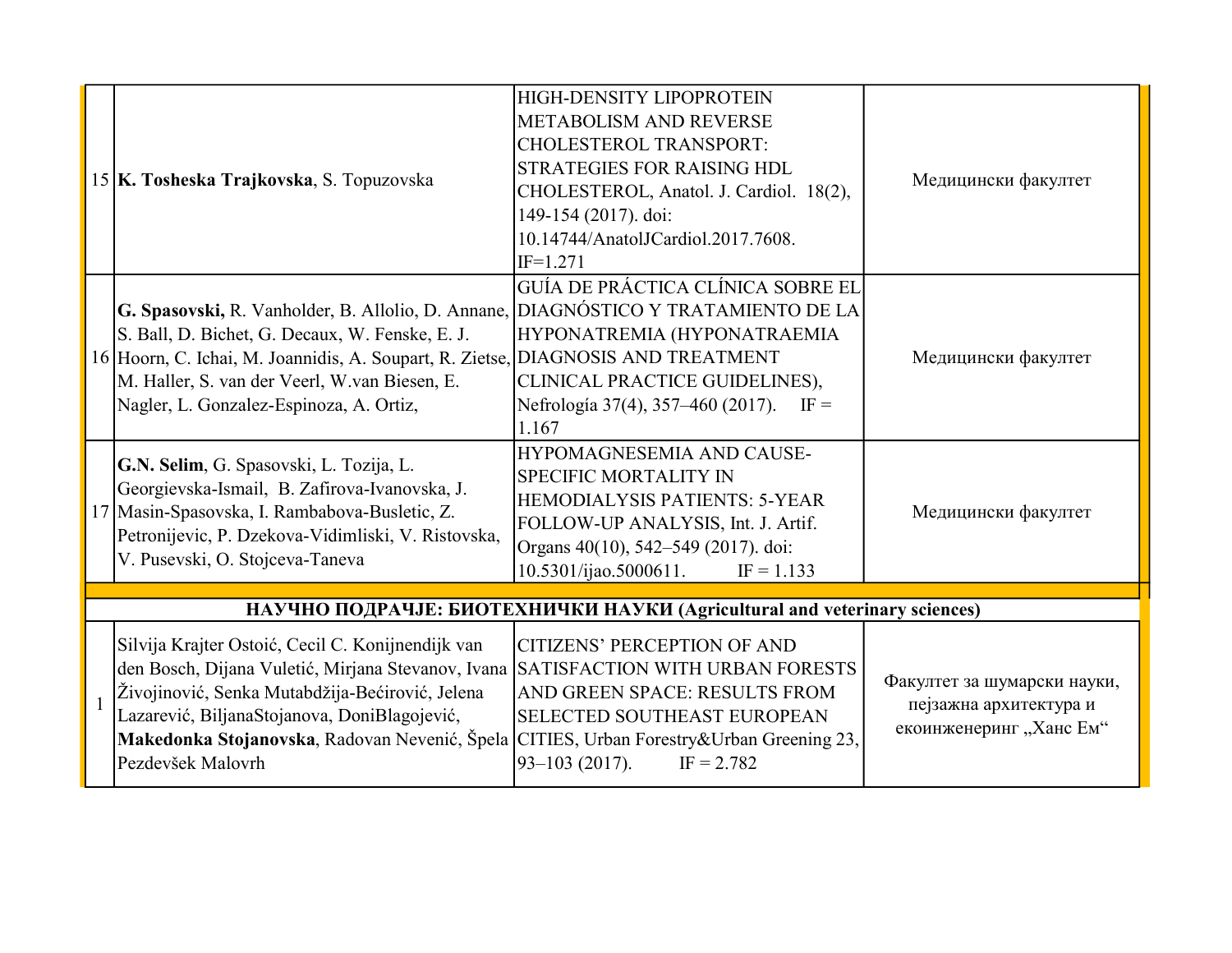| | | | |
|---|---|---|---|
| 15 | **K. Tosheska Trajkovska**, S. Topuzovska | HIGH-DENSITY LIPOPROTEIN METABOLISM AND REVERSE CHOLESTEROL TRANSPORT: STRATEGIES FOR RAISING HDL CHOLESTEROL, Anatol. J. Cardiol. 18(2), 149-154 (2017). doi: 10.14744/AnatolJCardiol.2017.7608. IF=1.271 | Медицински факултет |
| 16 | **G. Spasovski,** R. Vanholder, B. Allolio, D. Annane, S. Ball, D. Bichet, G. Decaux, W. Fenske, E. J. Hoorn, C. Ichai, M. Joannidis, A. Soupart, R. Zietse, M. Haller, S. van der Veerl, W.van Biesen, E. Nagler, L. Gonzalez-Espinoza, A. Ortiz, | GUÍA DE PRÁCTICA CLÍNICA SOBRE EL DIAGNÓSTICO Y TRATAMIENTO DE LA HYPONATREMIA (HYPONATRAEMIA DIAGNOSIS AND TREATMENT CLINICAL PRACTICE GUIDELINES), Nefrología 37(4), 357–460 (2017). IF = 1.167 | Медицински факултет |
| 17 | **G.N. Selim**, G. Spasovski, L. Tozija, L. Georgievska-Ismail, B. Zafirova-Ivanovska, J. Masin-Spasovska, I. Rambabova-Busletic, Z. Petronijevic, P. Dzekova-Vidimliski, V. Ristovska, V. Pusevski, O. Stojceva-Taneva | HYPOMAGNESEMIA AND CAUSE-SPECIFIC MORTALITY IN HEMODIALYSIS PATIENTS: 5-YEAR FOLLOW-UP ANALYSIS, Int. J. Artif. Organs 40(10), 542–549 (2017). doi: 10.5301/ijao.5000611. IF = 1.133 | Медицински факултет |
| | **НАУЧНО ПОДРАЧЈЕ: БИОТЕХНИЧКИ НАУКИ (Agricultural and veterinary sciences)** | | |
| 1 | Silvija Krajter Ostoić, Cecil C. Konijnendijk van den Bosch, Dijana Vuletić, Mirjana Stevanov, Ivana Živojinović, Senka Mutabdžija-Bećirović, Jelena Lazarević, BiljanaStojanova, DoniBlagojević, **Makedonka Stojanovska**, Radovan Nevenić, Špela Pezdevšek Malovrh | CITIZENS' PERCEPTION OF AND SATISFACTION WITH URBAN FORESTS AND GREEN SPACE: RESULTS FROM SELECTED SOUTHEAST EUROPEAN CITIES, Urban Forestry&Urban Greening 23, 93–103 (2017). IF = 2.782 | Факултет за шумарски науки, пејзажна архитектура и екоинженеринг „Ханс Ем“ |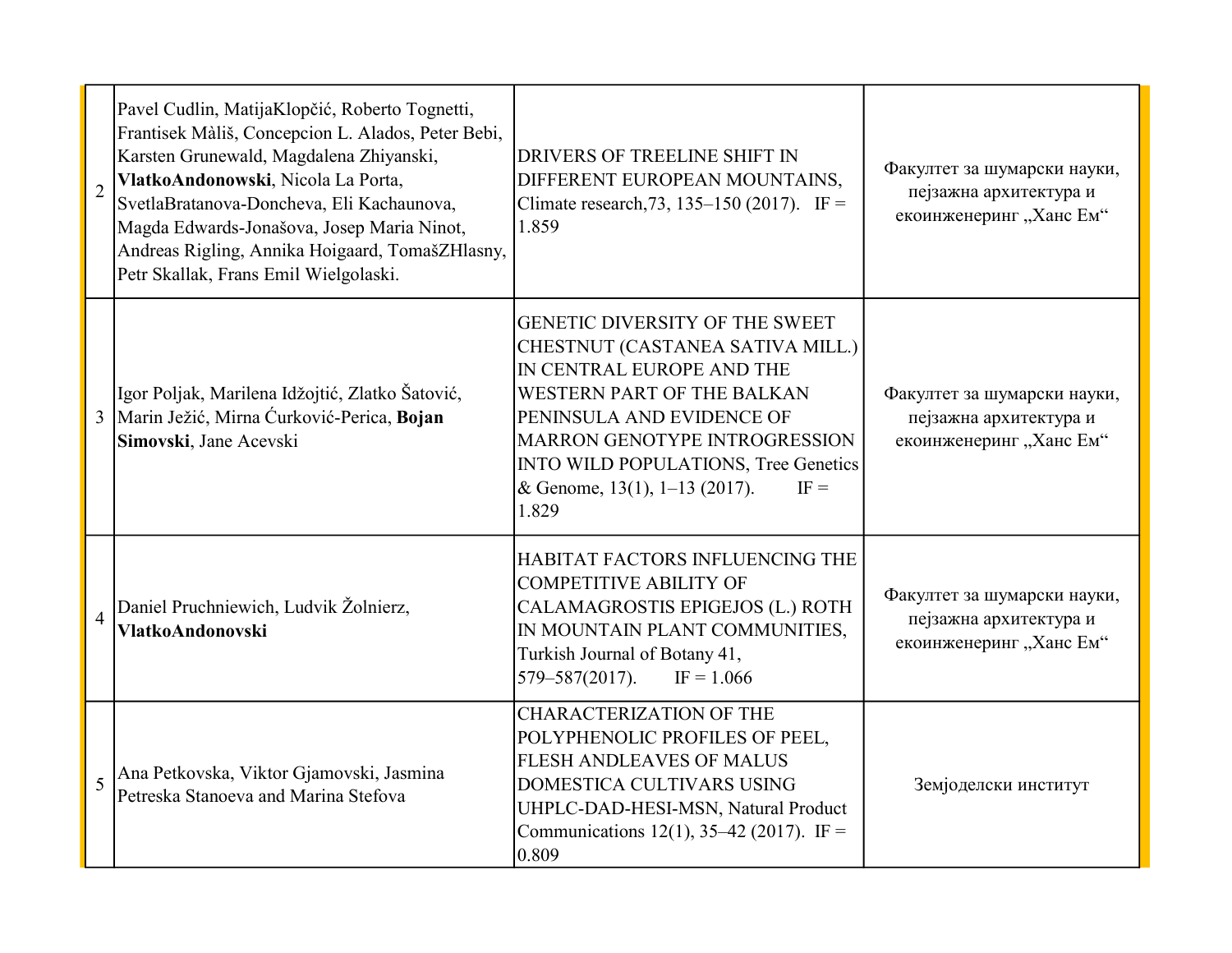| | | | |
|---|---|---|---|
| 2 | Pavel Cudlin, MatijaKlopčić, Roberto Tognetti, Frantisek Màliš, Concepcion L. Alados, Peter Bebi, Karsten Grunewald, Magdalena Zhiyanski, **VlatkoAndonowski**, Nicola La Porta, SvetlaBratanova-Doncheva, Eli Kachaunova, Magda Edwards-Jonašova, Josep Maria Ninot, Andreas Rigling, Annika Hoigaard, TomašZHlasny, Petr Skallak, Frans Emil Wielgolaski. | DRIVERS OF TREELINE SHIFT IN DIFFERENT EUROPEAN MOUNTAINS, Climate research,73, 135–150 (2017). IF = 1.859 | Факултет за шумарски науки, пејзажна архитектура и екоинженеринг „Ханс Ем“ |
| 3 | Igor Poljak, Marilena Idžojtić, Zlatko Šatović, Marin Ježić, Mirna Ćurković-Perica, **Bojan Simovski**, Jane Acevski | GENETIC DIVERSITY OF THE SWEET CHESTNUT (CASTANEA SATIVA MILL.) IN CENTRAL EUROPE AND THE WESTERN PART OF THE BALKAN PENINSULA AND EVIDENCE OF MARRON GENOTYPE INTROGRESSION INTO WILD POPULATIONS, Tree Genetics & Genome, 13(1), 1–13 (2017). IF = 1.829 | Факултет за шумарски науки, пејзажна архитектура и екоинженеринг „Ханс Ем“ |
| 4 | Daniel Pruchniewich, Ludvik Žolnierz, **VlatkoAndonovski** | HABITAT FACTORS INFLUENCING THE COMPETITIVE ABILITY OF CALAMAGROSTIS EPIGEJOS (L.) ROTH IN MOUNTAIN PLANT COMMUNITIES, Turkish Journal of Botany 41, 579–587(2017). IF = 1.066 | Факултет за шумарски науки, пејзажна архитектура и екоинженеринг „Ханс Ем“ |
| 5 | Ana Petkovska, Viktor Gjamovski, Jasmina Petreska Stanoeva and Marina Stefova | CHARACTERIZATION OF THE POLYPHENOLIC PROFILES OF PEEL, FLESH ANDLEAVES OF MALUS DOMESTICA CULTIVARS USING UHPLC-DAD-HESI-MSN, Natural Product Communications 12(1), 35–42 (2017). IF = 0.809 | Земјоделски институт |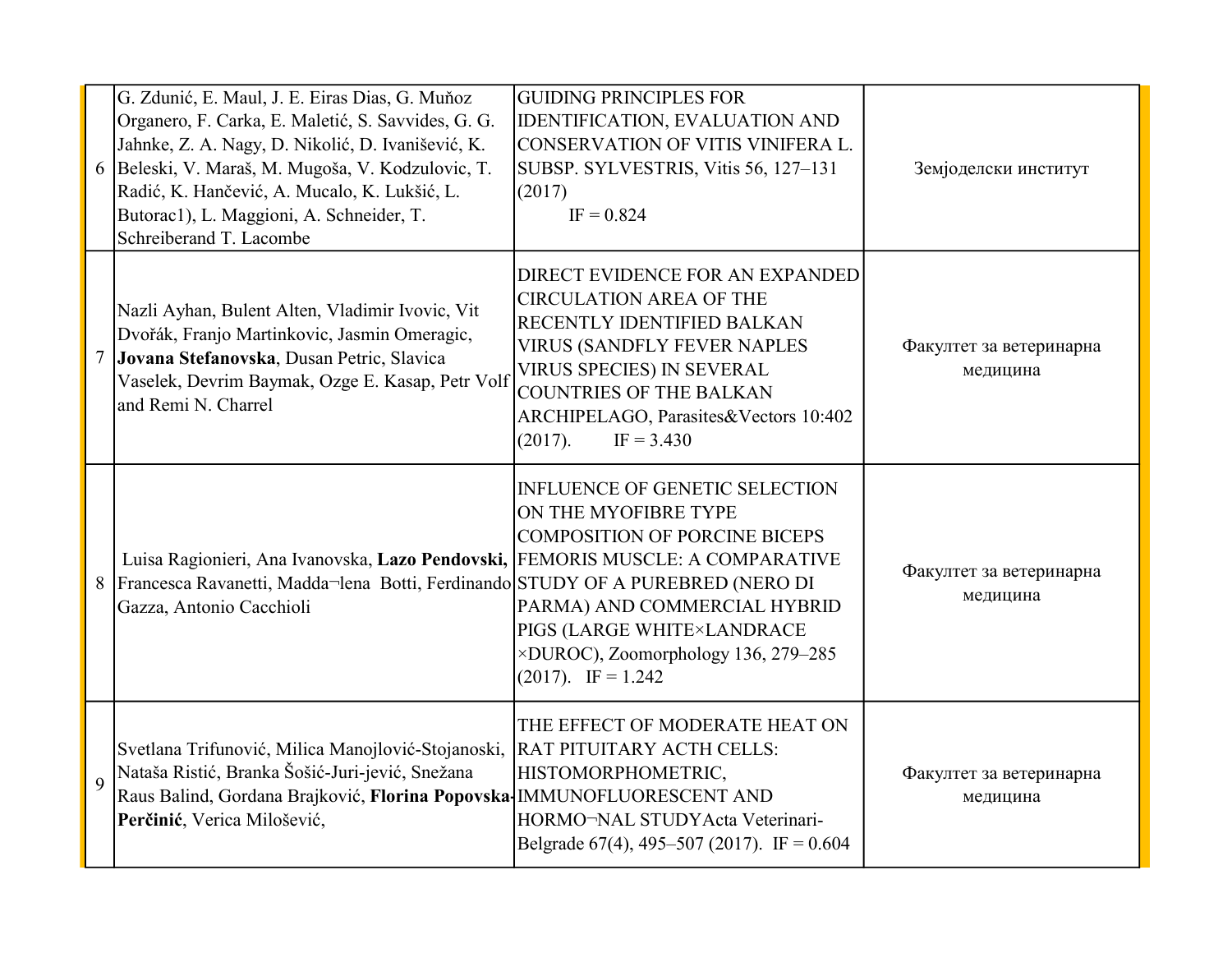| | | | |
|---|---|---|---|
| 6 | G. Zdunić, E. Maul, J. E. Eiras Dias, G. Muñoz Organero, F. Carka, E. Maletić, S. Savvides, G. G. Jahnke, Z. A. Nagy, D. Nikolić, D. Ivanišević, K. Beleski, V. Maraš, M. Mugoša, V. Kodzulovic, T. Radić, K. Hančević, A. Mucalo, K. Lukšić, L. Butorac1), L. Maggioni, A. Schneider, T. Schreiberand T. Lacombe | GUIDING PRINCIPLES FOR IDENTIFICATION, EVALUATION AND CONSERVATION OF VITIS VINIFERA L. SUBSP. SYLVESTRIS, Vitis 56, 127–131 (2017) IF = 0.824 | Земјоделски институт |
| 7 | Nazli Ayhan, Bulent Alten, Vladimir Ivovic, Vit Dvořák, Franjo Martinkovic, Jasmin Omeragic, **Jovana Stefanovska**, Dusan Petric, Slavica Vaselek, Devrim Baymak, Ozge E. Kasap, Petr Volf and Remi N. Charrel | DIRECT EVIDENCE FOR AN EXPANDED CIRCULATION AREA OF THE RECENTLY IDENTIFIED BALKAN VIRUS (SANDFLY FEVER NAPLES VIRUS SPECIES) IN SEVERAL COUNTRIES OF THE BALKAN ARCHIPELAGO, Parasites&Vectors 10:402 (2017). IF = 3.430 | Факултет за ветеринарна медицина |
| 8 | Luisa Ragionieri, Ana Ivanovska, **Lazo Pendovski,** Francesca Ravanetti, Madda¬lena Botti, Ferdinando Gazza, Antonio Cacchioli | INFLUENCE OF GENETIC SELECTION ON THE MYOFIBRE TYPE COMPOSITION OF PORCINE BICEPS FEMORIS MUSCLE: A COMPARATIVE STUDY OF A PUREBRED (NERO DI PARMA) AND COMMERCIAL HYBRID PIGS (LARGE WHITE×LANDRACE ×DUROC), Zoomorphology 136, 279–285 (2017). IF = 1.242 | Факултет за ветеринарна медицина |
| 9 | Svetlana Trifunović, Milica Manojlović-Stojanoski, Nataša Ristić, Branka Šošić-Juri-jević, Snežana Raus Balind, Gordana Brajković, **Florina Popovska-Perčinić**, Verica Milošević, | THE EFFECT OF MODERATE HEAT ON RAT PITUITARY ACTH CELLS: HISTOMORPHOMETRIC, IMMUNOFLUORESCENT AND HORMO¬NAL STUDYActa Veterinari-Belgrade 67(4), 495–507 (2017). IF = 0.604 | Факултет за ветеринарна медицина |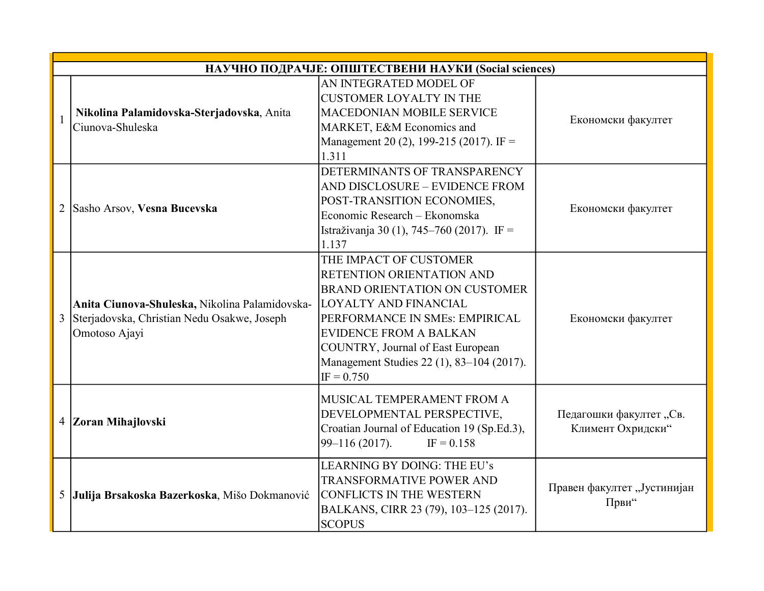| НАУЧНО ПОДРАЧЈЕ: ОПШТЕСТВЕНИ НАУКИ (Social sciences) | | | |
|---|---|---|---|
| 1 | **Nikolina Palamidovska-Sterjadovska**, Anita Ciunova-Shuleska | AN INTEGRATED MODEL OF CUSTOMER LOYALTY IN THE MACEDONIAN MOBILE SERVICE MARKET, E&M Economics and Management 20 (2), 199-215 (2017). IF = 1.311 | Економски факултет |
| 2 | Sasho Arsov, **Vesna Bucevska** | DETERMINANTS OF TRANSPARENCY AND DISCLOSURE – EVIDENCE FROM POST-TRANSITION ECONOMIES, Economic Research – Ekonomska Istraživanja 30 (1), 745–760 (2017). IF = 1.137 | Економски факултет |
| 3 | **Anita Ciunova-Shuleska,** Nikolina Palamidovska-Sterjadovska, Christian Nedu Osakwe, Joseph Omotoso Ajayi | THE IMPACT OF CUSTOMER RETENTION ORIENTATION AND BRAND ORIENTATION ON CUSTOMER LOYALTY AND FINANCIAL PERFORMANCE IN SMEs: EMPIRICAL EVIDENCE FROM A BALKAN COUNTRY, Journal of East European Management Studies 22 (1), 83–104 (2017). IF = 0.750 | Економски факултет |
| 4 | **Zoran Mihajlovski** | MUSICAL TEMPERAMENT FROM A DEVELOPMENTAL PERSPECTIVE, Croatian Journal of Education 19 (Sp.Ed.3), 99–116 (2017). IF = 0.158 | Педагошки факултет „Св. Климент Охридски“ |
| 5 | **Julija Brsakoska Bazerkoska**, Mišo Dokmanović | LEARNING BY DOING: THE EU's TRANSFORMATIVE POWER AND CONFLICTS IN THE WESTERN BALKANS, CIRR 23 (79), 103–125 (2017). SCOPUS | Правен факултет „Јустинијан Први“ |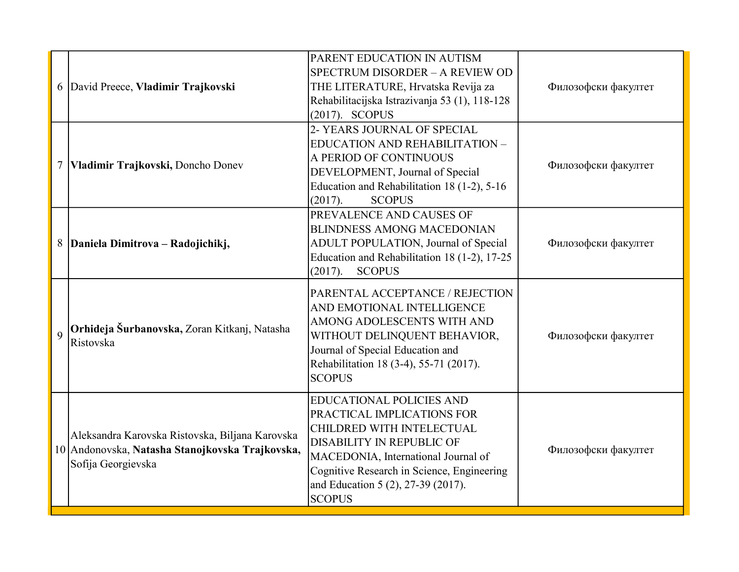| 6 | David Preece, **Vladimir Trajkovski** | PARENT EDUCATION IN AUTISM SPECTRUM DISORDER – A REVIEW OD THE LITERATURE, Hrvatska Revija za Rehabilitacijska Istrazivanja 53 (1), 118-128 (2017). SCOPUS | Филозофски факултет |
|---|---|---|---|
| 7 | **Vladimir Trajkovski,** Doncho Donev | 2- YEARS JOURNAL OF SPECIAL EDUCATION AND REHABILITATION – A PERIOD OF CONTINUOUS DEVELOPMENT, Journal of Special Education and Rehabilitation 18 (1-2), 5-16 (2017). SCOPUS | Филозофски факултет |
| 8 | **Daniela Dimitrova – Radojichikj,** | PREVALENCE AND CAUSES OF BLINDNESS AMONG MACEDONIAN ADULT POPULATION, Journal of Special Education and Rehabilitation 18 (1-2), 17-25 (2017). SCOPUS | Филозофски факултет |
| 9 | **Orhideja Šurbanovska,** Zoran Kitkanj, Natasha Ristovska | PARENTAL ACCEPTANCE / REJECTION AND EMOTIONAL INTELLIGENCE AMONG ADOLESCENTS WITH AND WITHOUT DELINQUENT BEHAVIOR, Journal of Special Education and Rehabilitation 18 (3-4), 55-71 (2017). SCOPUS | Филозофски факултет |
| 10 | Aleksandra Karovska Ristovska, Biljana Karovska Andonovska, **Natasha Stanojkovska Trajkovska,** Sofija Georgievska | EDUCATIONAL POLICIES AND PRACTICAL IMPLICATIONS FOR CHILDRED WITH INTELECTUAL DISABILITY IN REPUBLIC OF MACEDONIA, International Journal of Cognitive Research in Science, Engineering and Education 5 (2), 27-39 (2017). SCOPUS | Филозофски факултет |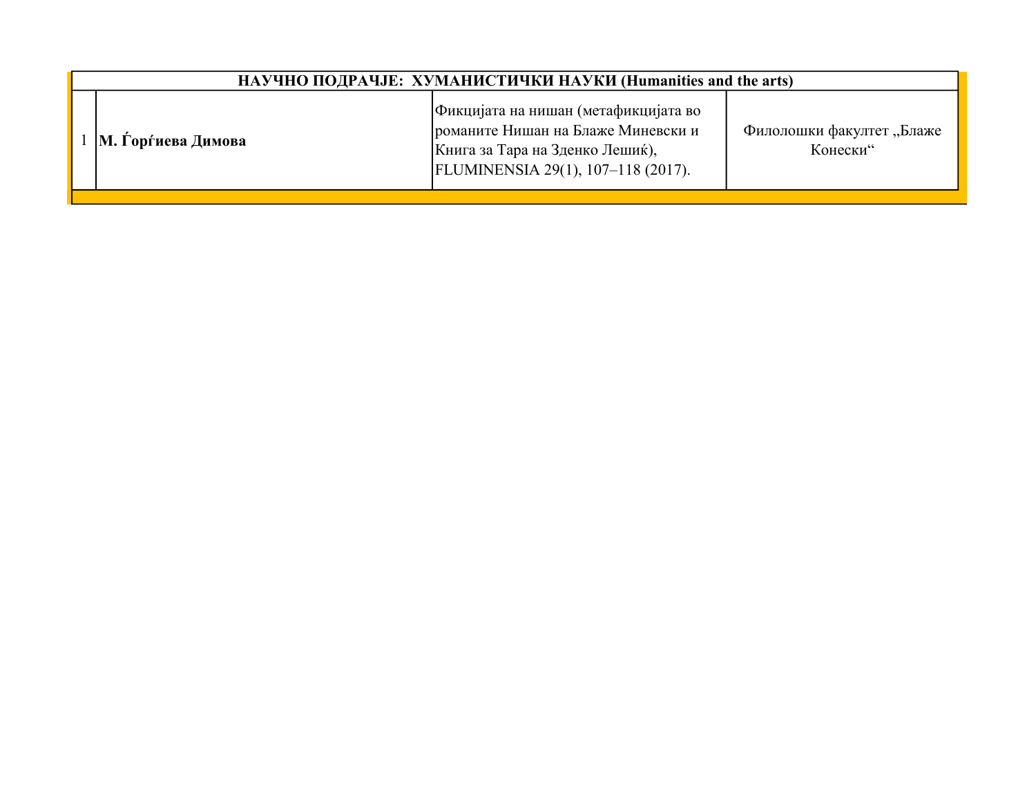| НАУЧНО ПОДРАЧЈЕ: ХУМАНИСТИЧКИ НАУКИ (Humanities and the arts) | | | |
|---|---|---|---|
| 1 | **М. Ѓорѓиева Димова** | Фикцијата на нишан (метафикцијата во романите Нишан на Блаже Миневски и Книга за Тара на Зденко Лешиќ), FLUMINENSIA 29(1), 107–118 (2017). | Филолошки факултет „Блаже Конески“ |